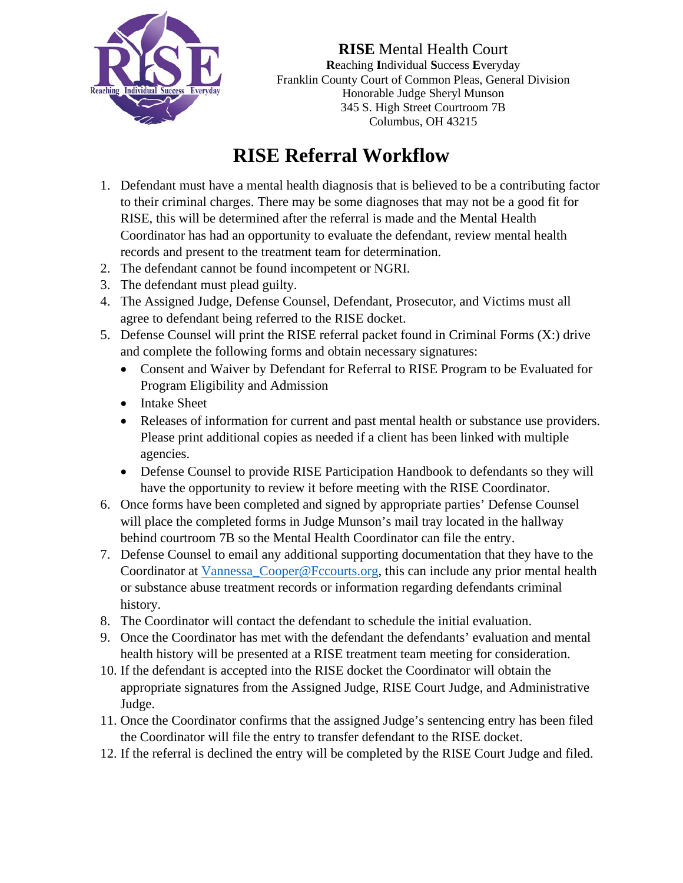**RISE** Mental Health Court
**R**eaching **I**ndividual **S**uccess **E**veryday
Franklin County Court of Common Pleas, General Division
Honorable Judge Sheryl Munson
345 S. High Street Courtroom 7B
Columbus, OH 43215

# RISE Referral Workflow

1. Defendant must have a mental health diagnosis that is believed to be a contributing factor to their criminal charges. There may be some diagnoses that may not be a good fit for RISE, this will be determined after the referral is made and the Mental Health Coordinator has had an opportunity to evaluate the defendant, review mental health records and present to the treatment team for determination.
2. The defendant cannot be found incompetent or NGRI.
3. The defendant must plead guilty.
4. The Assigned Judge, Defense Counsel, Defendant, Prosecutor, and Victims must all agree to defendant being referred to the RISE docket.
5. Defense Counsel will print the RISE referral packet found in Criminal Forms (X:) drive and complete the following forms and obtain necessary signatures:
   - Consent and Waiver by Defendant for Referral to RISE Program to be Evaluated for Program Eligibility and Admission
   - Intake Sheet
   - Releases of information for current and past mental health or substance use providers. Please print additional copies as needed if a client has been linked with multiple agencies.
   - Defense Counsel to provide RISE Participation Handbook to defendants so they will have the opportunity to review it before meeting with the RISE Coordinator.
6. Once forms have been completed and signed by appropriate parties' Defense Counsel will place the completed forms in Judge Munson's mail tray located in the hallway behind courtroom 7B so the Mental Health Coordinator can file the entry.
7. Defense Counsel to email any additional supporting documentation that they have to the Coordinator at Vannessa_Cooper@Fccourts.org, this can include any prior mental health or substance abuse treatment records or information regarding defendants criminal history.
8. The Coordinator will contact the defendant to schedule the initial evaluation.
9. Once the Coordinator has met with the defendant the defendants' evaluation and mental health history will be presented at a RISE treatment team meeting for consideration.
10. If the defendant is accepted into the RISE docket the Coordinator will obtain the appropriate signatures from the Assigned Judge, RISE Court Judge, and Administrative Judge.
11. Once the Coordinator confirms that the assigned Judge's sentencing entry has been filed the Coordinator will file the entry to transfer defendant to the RISE docket.
12. If the referral is declined the entry will be completed by the RISE Court Judge and filed.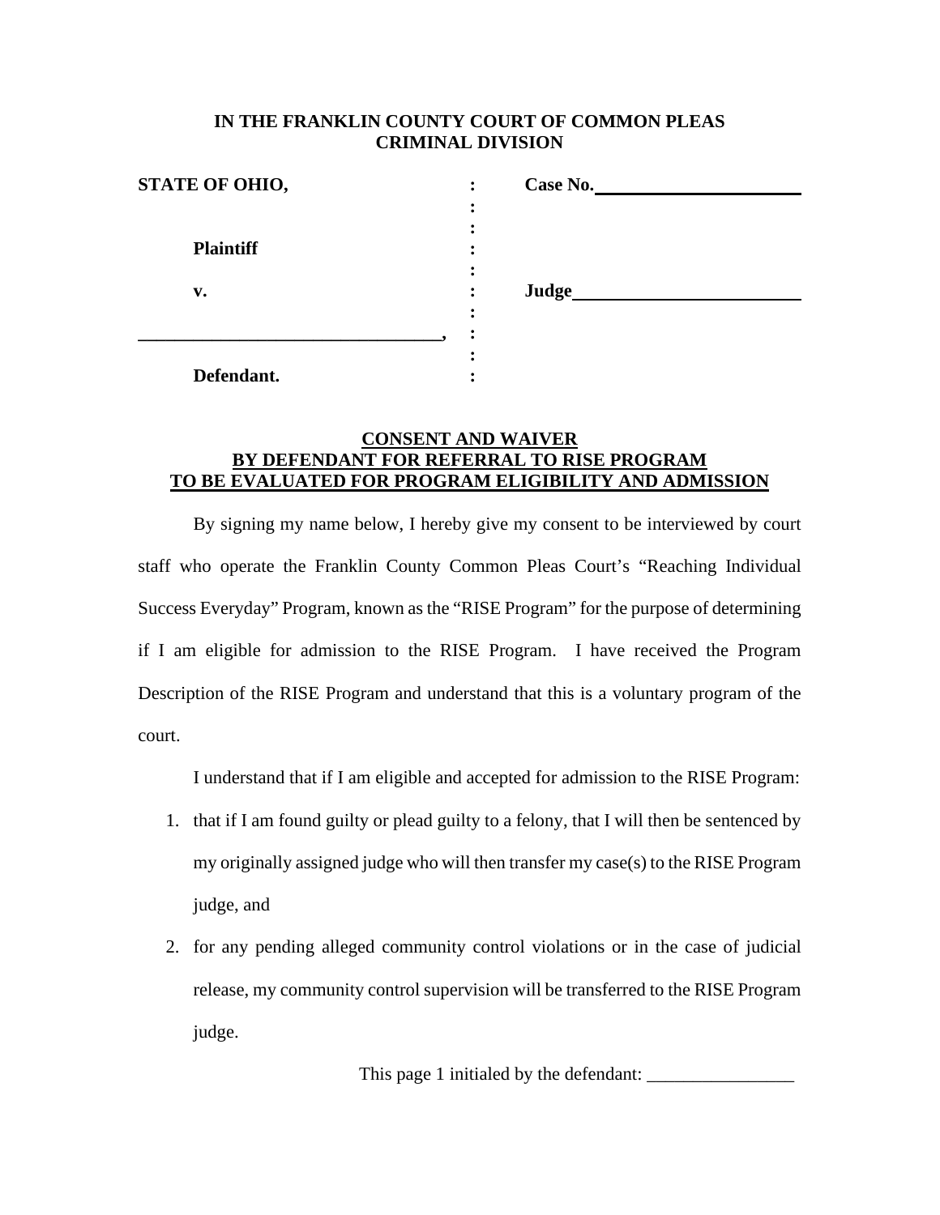**IN THE FRANKLIN COUNTY COURT OF COMMON PLEAS**
**CRIMINAL DIVISION**

| | | |
|---|---|---|
| **STATE OF OHIO,** | : | **Case No.**\_\_\_\_\_\_\_\_\_\_\_\_\_\_\_\_\_\_\_\_\_\_ |
| | : | |
| | : | |
| **Plaintiff** | : | |
| | : | |
| **v.** | : | **Judge**\_\_\_\_\_\_\_\_\_\_\_\_\_\_\_\_\_\_\_\_\_\_\_\_ |
| | : | |
| \_\_\_\_\_\_\_\_\_\_\_\_\_\_\_\_\_\_\_\_\_\_\_\_\_\_\_\_\_\_\_\_\_\_, | : | |
| | : | |
| **Defendant.** | : | |

**CONSENT AND WAIVER**
**BY DEFENDANT FOR REFERRAL TO RISE PROGRAM**
**TO BE EVALUATED FOR PROGRAM ELIGIBILITY AND ADMISSION**

By signing my name below, I hereby give my consent to be interviewed by court staff who operate the Franklin County Common Pleas Court's "Reaching Individual Success Everyday" Program, known as the "RISE Program" for the purpose of determining if I am eligible for admission to the RISE Program. I have received the Program Description of the RISE Program and understand that this is a voluntary program of the court.

I understand that if I am eligible and accepted for admission to the RISE Program:

1. that if I am found guilty or plead guilty to a felony, that I will then be sentenced by my originally assigned judge who will then transfer my case(s) to the RISE Program judge, and
2. for any pending alleged community control violations or in the case of judicial release, my community control supervision will be transferred to the RISE Program judge.

This page 1 initialed by the defendant: \_\_\_\_\_\_\_\_\_\_\_\_\_\_\_\_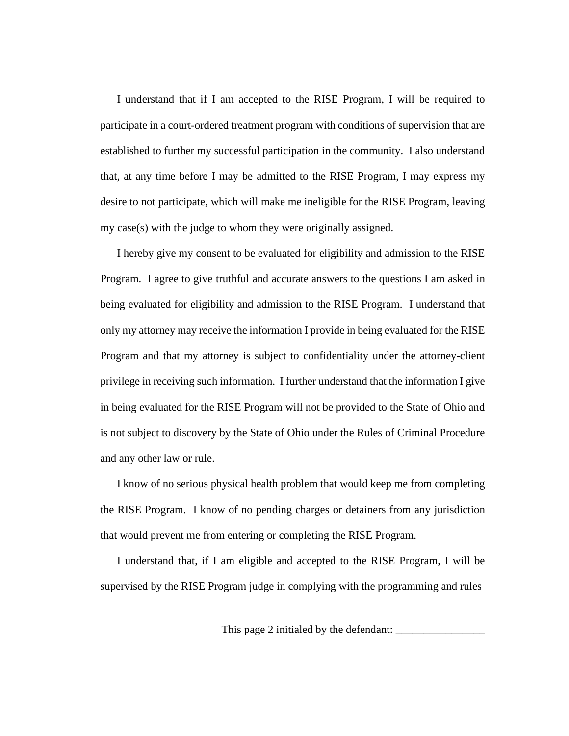I understand that if I am accepted to the RISE Program, I will be required to participate in a court-ordered treatment program with conditions of supervision that are established to further my successful participation in the community. I also understand that, at any time before I may be admitted to the RISE Program, I may express my desire to not participate, which will make me ineligible for the RISE Program, leaving my case(s) with the judge to whom they were originally assigned.

I hereby give my consent to be evaluated for eligibility and admission to the RISE Program. I agree to give truthful and accurate answers to the questions I am asked in being evaluated for eligibility and admission to the RISE Program. I understand that only my attorney may receive the information I provide in being evaluated for the RISE Program and that my attorney is subject to confidentiality under the attorney-client privilege in receiving such information. I further understand that the information I give in being evaluated for the RISE Program will not be provided to the State of Ohio and is not subject to discovery by the State of Ohio under the Rules of Criminal Procedure and any other law or rule.

I know of no serious physical health problem that would keep me from completing the RISE Program. I know of no pending charges or detainers from any jurisdiction that would prevent me from entering or completing the RISE Program.

I understand that, if I am eligible and accepted to the RISE Program, I will be supervised by the RISE Program judge in complying with the programming and rules

This page 2 initialed by the defendant: ________________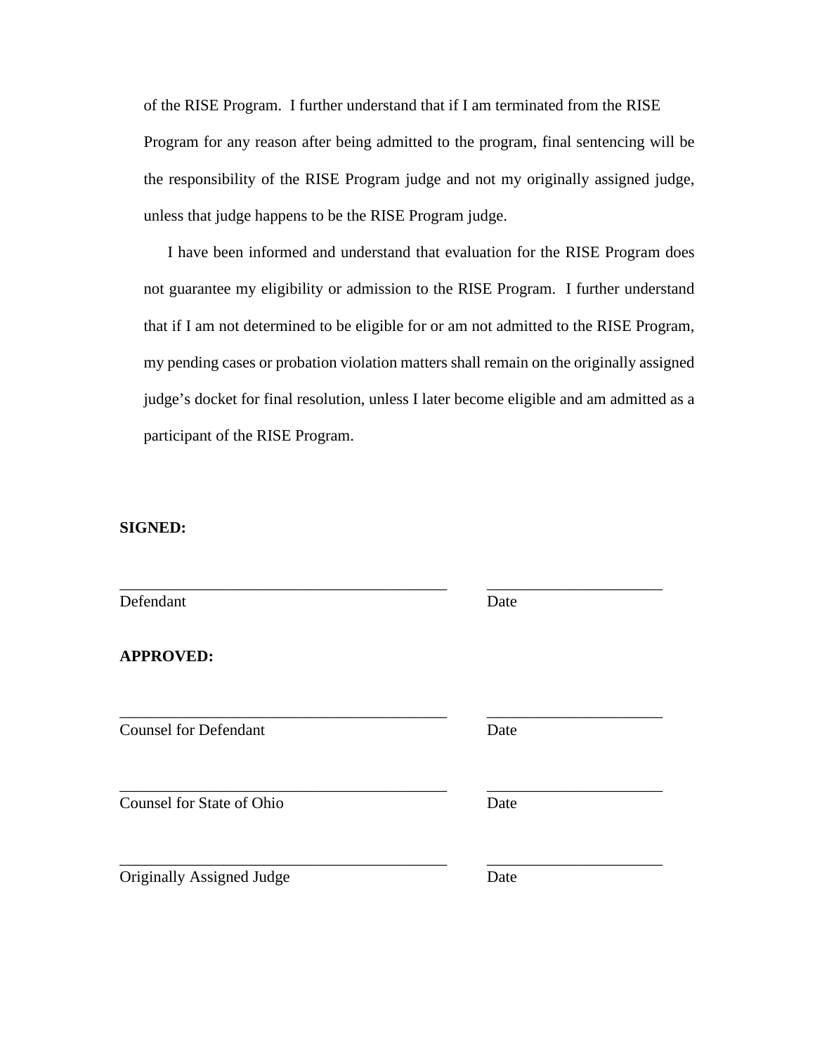of the RISE Program. I further understand that if I am terminated from the RISE Program for any reason after being admitted to the program, final sentencing will be the responsibility of the RISE Program judge and not my originally assigned judge, unless that judge happens to be the RISE Program judge.

I have been informed and understand that evaluation for the RISE Program does not guarantee my eligibility or admission to the RISE Program. I further understand that if I am not determined to be eligible for or am not admitted to the RISE Program, my pending cases or probation violation matters shall remain on the originally assigned judge's docket for final resolution, unless I later become eligible and am admitted as a participant of the RISE Program.

**SIGNED:**

__________________________________________ ______________________
Defendant Date

**APPROVED:**

__________________________________________ ______________________
Counsel for Defendant Date

__________________________________________ ______________________
Counsel for State of Ohio Date

__________________________________________ ______________________
Originally Assigned Judge Date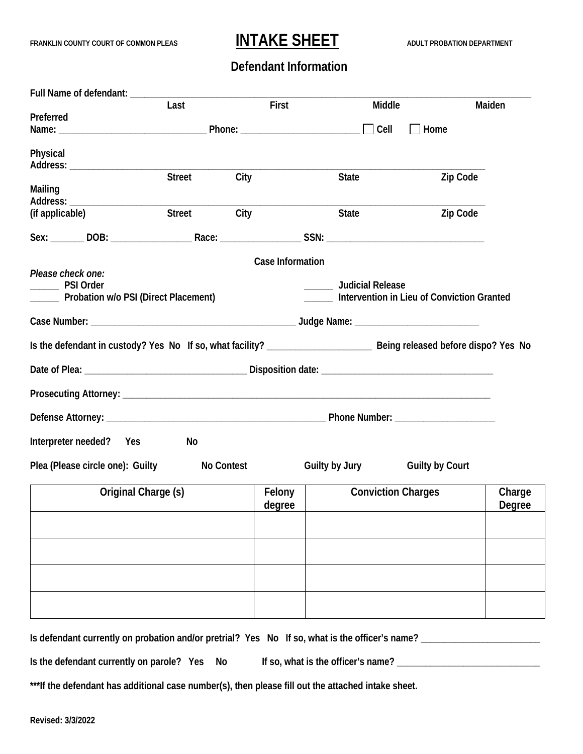FRANKLIN COUNTY COURT OF COMMON PLEAS **INTAKE SHEET** ADULT PROBATION DEPARTMENT

## Defendant Information

Full Name of defendant: ______________________________________________________________________________

Last First Middle Maiden

Preferred Name: ______________________________ Phone: ________________________ ☐ Cell ☐ Home

Physical Address: ______________________________________________________________________________

Street City State Zip Code

Mailing Address: ______________________________________________________________________________

(if applicable) Street City State Zip Code

Sex: _______ DOB: _________________ Race: _________________ SSN: ________________________________

### Case Information

*Please check one:*

______ PSI Order

______ Probation w/o PSI (Direct Placement)

______ Judicial Release

______ Intervention in Lieu of Conviction Granted

Case Number: __________________________________________ Judge Name: _________________________

Is the defendant in custody? Yes No If so, what facility? _____________________ Being released before dispo? Yes No

Date of Plea: _________________________________ Disposition date: ___________________________________

Prosecuting Attorney: ___________________________________________________________________________

Defense Attorney: ____________________________________________ Phone Number: ____________________

Interpreter needed? Yes No

Plea (Please circle one): Guilty No Contest Guilty by Jury Guilty by Court

| Original Charge (s) | Felony degree | Conviction Charges | Charge Degree |
|---|---|---|---|
| | | | |
| | | | |
| | | | |
| | | | |

Is defendant currently on probation and/or pretrial? Yes No If so, what is the officer's name? _________________________

Is the defendant currently on parole? Yes No If so, what is the officer's name? ______________________________

**\*\*\*If the defendant has additional case number(s), then please fill out the attached intake sheet.**

Revised: 3/3/2022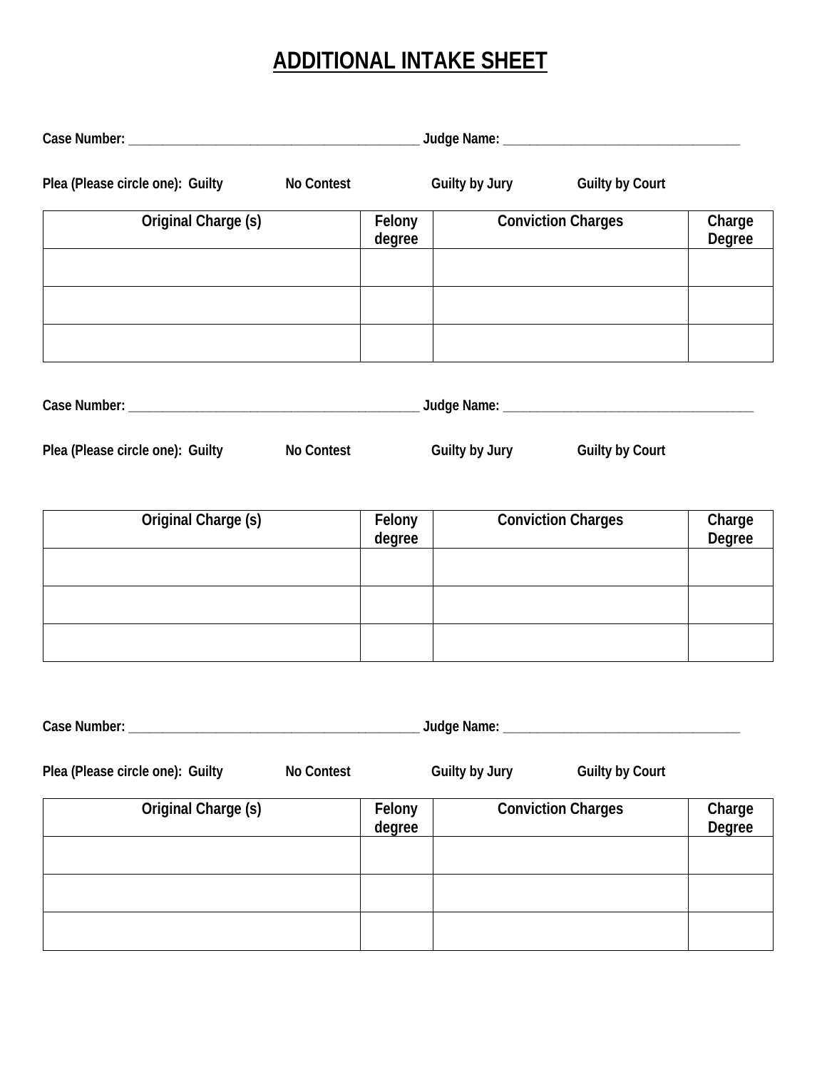# ADDITIONAL INTAKE SHEET

**Case Number:** ___________________________________________ **Judge Name:** ___________________________________

**Plea (Please circle one): Guilty No Contest Guilty by Jury Guilty by Court**

| Original Charge (s) | Felony degree | Conviction Charges | Charge Degree |
|---|---|---|---|
| | | | |
| | | | |
| | | | |

**Case Number:** ___________________________________________ **Judge Name:** _____________________________________

**Plea (Please circle one): Guilty No Contest Guilty by Jury Guilty by Court**

| Original Charge (s) | Felony degree | Conviction Charges | Charge Degree |
|---|---|---|---|
| | | | |
| | | | |
| | | | |

**Case Number:** ___________________________________________ **Judge Name:** ___________________________________

**Plea (Please circle one): Guilty No Contest Guilty by Jury Guilty by Court**

| Original Charge (s) | Felony degree | Conviction Charges | Charge Degree |
|---|---|---|---|
| | | | |
| | | | |
| | | | |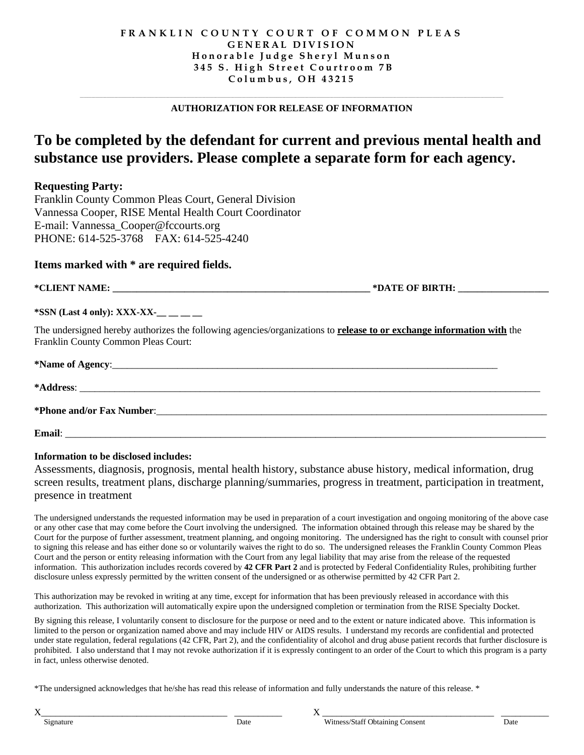**FRANKLIN COUNTY COURT OF COMMON PLEAS**
**GENERAL DIVISION**
**Honorable Judge Sheryl Munson**
**345 S. High Street Courtroom 7B**
**Columbus, OH 43215**

---

**AUTHORIZATION FOR RELEASE OF INFORMATION**

# To be completed by the defendant for current and previous mental health and substance use providers. Please complete a separate form for each agency.

**Requesting Party:**
Franklin County Common Pleas Court, General Division
Vannessa Cooper, RISE Mental Health Court Coordinator
E-mail: Vannessa_Cooper@fccourts.org
PHONE: 614-525-3768 FAX: 614-525-4240

**Items marked with * are required fields.**

***CLIENT NAME: _______________________________________________________ *DATE OF BIRTH: ___________________**

***SSN (Last 4 only): XXX-XX-__ __ __ __**

The undersigned hereby authorizes the following agencies/organizations to **release to or exchange information with** the Franklin County Common Pleas Court:

***Name of Agency**:_________________________________________________________________________________

***Address**: ______________________________________________________________________________________________

***Phone and/or Fax Number**:__________________________________________________________________________

**Email**: _________________________________________________________________________________________________

**Information to be disclosed includes:**
Assessments, diagnosis, prognosis, mental health history, substance abuse history, medical information, drug screen results, treatment plans, discharge planning/summaries, progress in treatment, participation in treatment, presence in treatment

The undersigned understands the requested information may be used in preparation of a court investigation and ongoing monitoring of the above case or any other case that may come before the Court involving the undersigned. The information obtained through this release may be shared by the Court for the purpose of further assessment, treatment planning, and ongoing monitoring. The undersigned has the right to consult with counsel prior to signing this release and has either done so or voluntarily waives the right to do so. The undersigned releases the Franklin County Common Pleas Court and the person or entity releasing information with the Court from any legal liability that may arise from the release of the requested information. This authorization includes records covered by **42 CFR Part 2** and is protected by Federal Confidentiality Rules, prohibiting further disclosure unless expressly permitted by the written consent of the undersigned or as otherwise permitted by 42 CFR Part 2.

This authorization may be revoked in writing at any time, except for information that has been previously released in accordance with this authorization. This authorization will automatically expire upon the undersigned completion or termination from the RISE Specialty Docket.

By signing this release, I voluntarily consent to disclosure for the purpose or need and to the extent or nature indicated above. This information is limited to the person or organization named above and may include HIV or AIDS results. I understand my records are confidential and protected under state regulation, federal regulations (42 CFR, Part 2), and the confidentiality of alcohol and drug abuse patient records that further disclosure is prohibited. I also understand that I may not revoke authorization if it is expressly contingent to an order of the Court to which this program is a party in fact, unless otherwise denoted.

*The undersigned acknowledges that he/she has read this release of information and fully understands the nature of this release.*

X_________________________________________ ___________ X ______________________________________ ___________
Signature Date Witness/Staff Obtaining Consent Date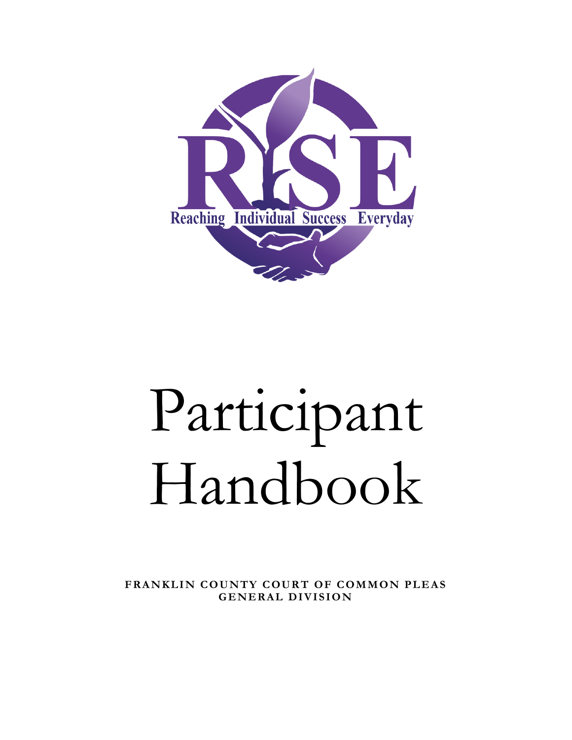Reaching Individual Success Everyday

# Participant Handbook

**FRANKLIN COUNTY COURT OF COMMON PLEAS GENERAL DIVISION**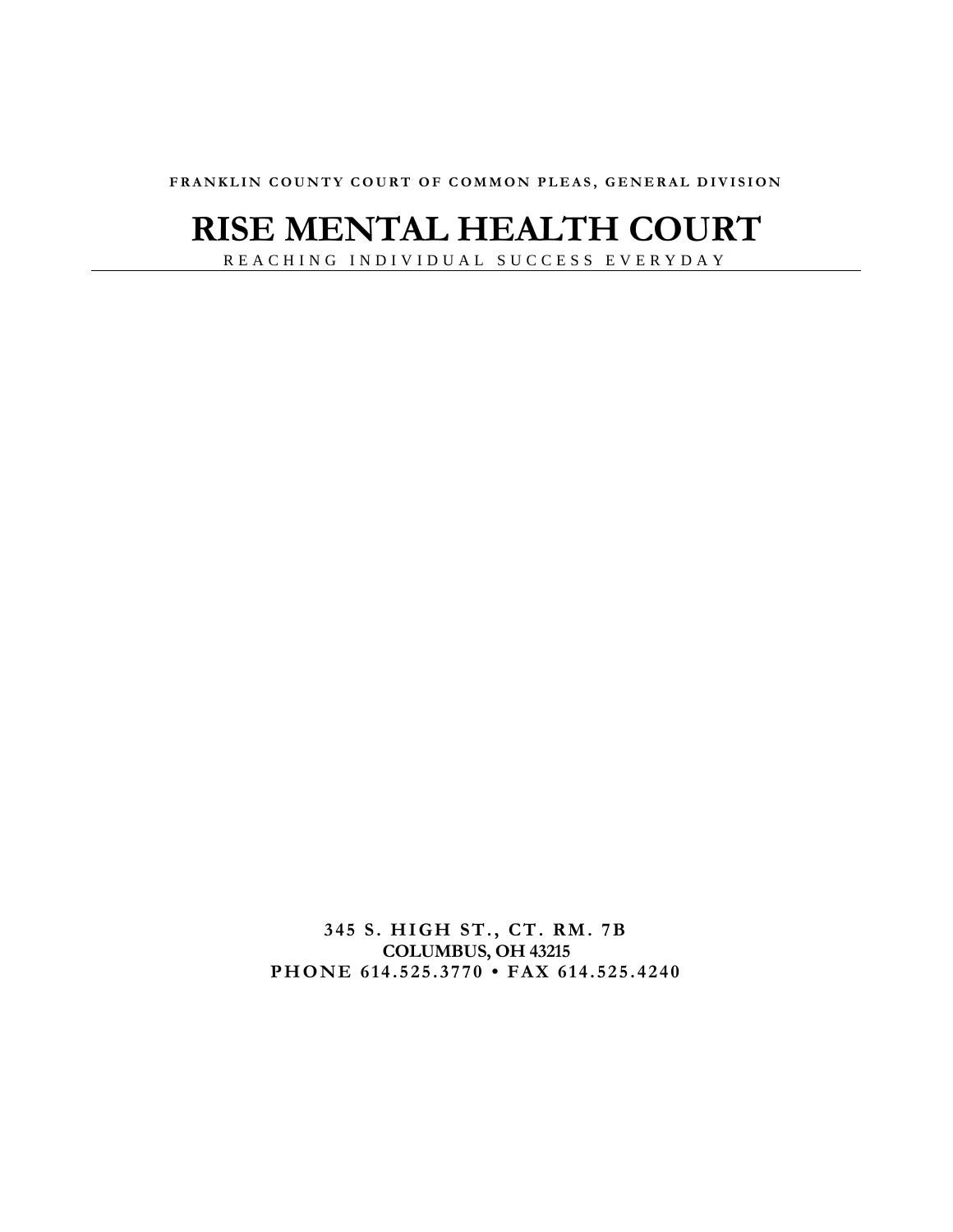FRANKLIN COUNTY COURT OF COMMON PLEAS, GENERAL DIVISION

# RISE MENTAL HEALTH COURT

REACHING INDIVIDUAL SUCCESS EVERYDAY

---

**345 S. HIGH ST., CT. RM. 7B**
**COLUMBUS, OH 43215**
**PHONE 614.525.3770 • FAX 614.525.4240**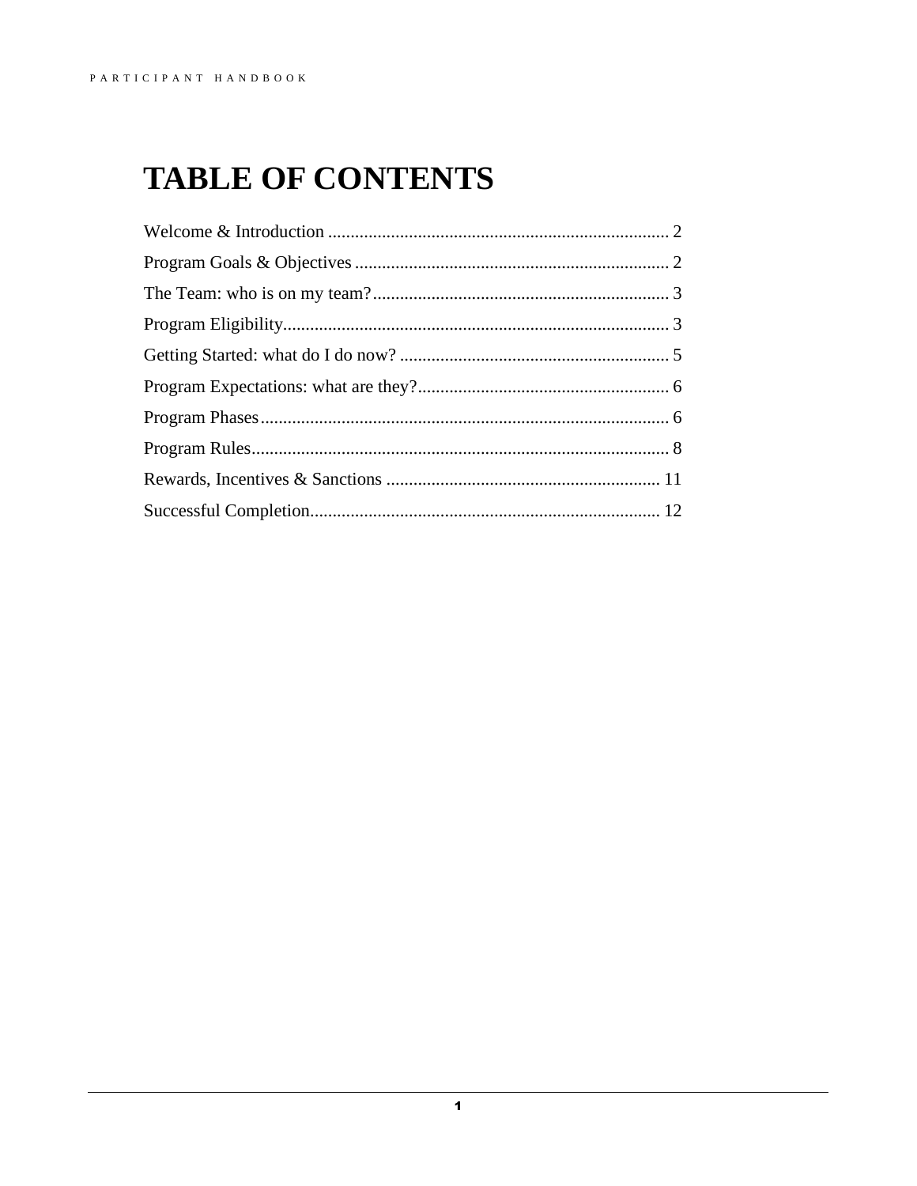# TABLE OF CONTENTS

Welcome & Introduction ........................................................................... 2

Program Goals & Objectives ..................................................................... 2

The Team: who is on my team?................................................................. 3

Program Eligibility..................................................................................... 3

Getting Started: what do I do now? ........................................................... 5

Program Expectations: what are they?....................................................... 6

Program Phases.......................................................................................... 6

Program Rules............................................................................................ 8

Rewards, Incentives & Sanctions ............................................................ 11

Successful Completion............................................................................. 12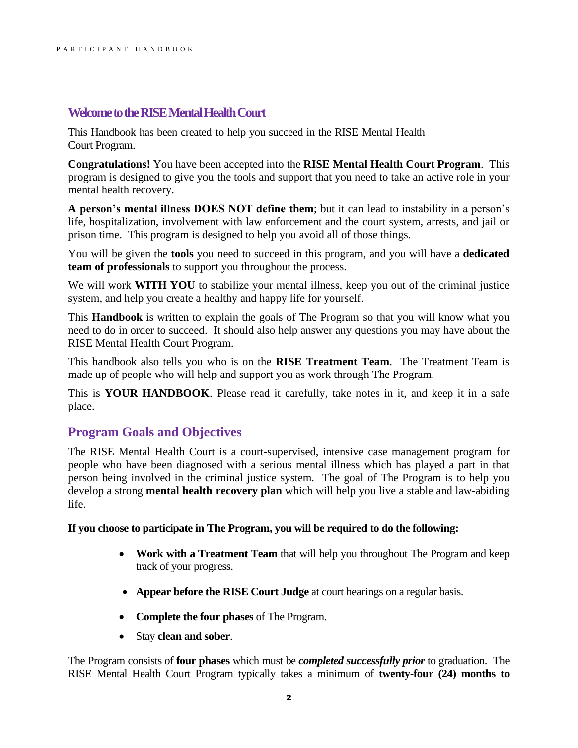## Welcome to the RISE Mental Health Court

This Handbook has been created to help you succeed in the RISE Mental Health Court Program.

**Congratulations!** You have been accepted into the **RISE Mental Health Court Program**. This program is designed to give you the tools and support that you need to take an active role in your mental health recovery.

**A person's mental illness DOES NOT define them**; but it can lead to instability in a person's life, hospitalization, involvement with law enforcement and the court system, arrests, and jail or prison time. This program is designed to help you avoid all of those things.

You will be given the **tools** you need to succeed in this program, and you will have a **dedicated team of professionals** to support you throughout the process.

We will work **WITH YOU** to stabilize your mental illness, keep you out of the criminal justice system, and help you create a healthy and happy life for yourself.

This **Handbook** is written to explain the goals of The Program so that you will know what you need to do in order to succeed. It should also help answer any questions you may have about the RISE Mental Health Court Program.

This handbook also tells you who is on the **RISE Treatment Team**. The Treatment Team is made up of people who will help and support you as work through The Program.

This is **YOUR HANDBOOK**. Please read it carefully, take notes in it, and keep it in a safe place.

## Program Goals and Objectives

The RISE Mental Health Court is a court-supervised, intensive case management program for people who have been diagnosed with a serious mental illness which has played a part in that person being involved in the criminal justice system. The goal of The Program is to help you develop a strong **mental health recovery plan** which will help you live a stable and law-abiding life.

**If you choose to participate in The Program, you will be required to do the following:**

- **Work with a Treatment Team** that will help you throughout The Program and keep track of your progress.
- **Appear before the RISE Court Judge** at court hearings on a regular basis.
- **Complete the four phases** of The Program.
- Stay **clean and sober**.

The Program consists of **four phases** which must be ***completed successfully prior*** to graduation. The RISE Mental Health Court Program typically takes a minimum of **twenty-four (24) months to**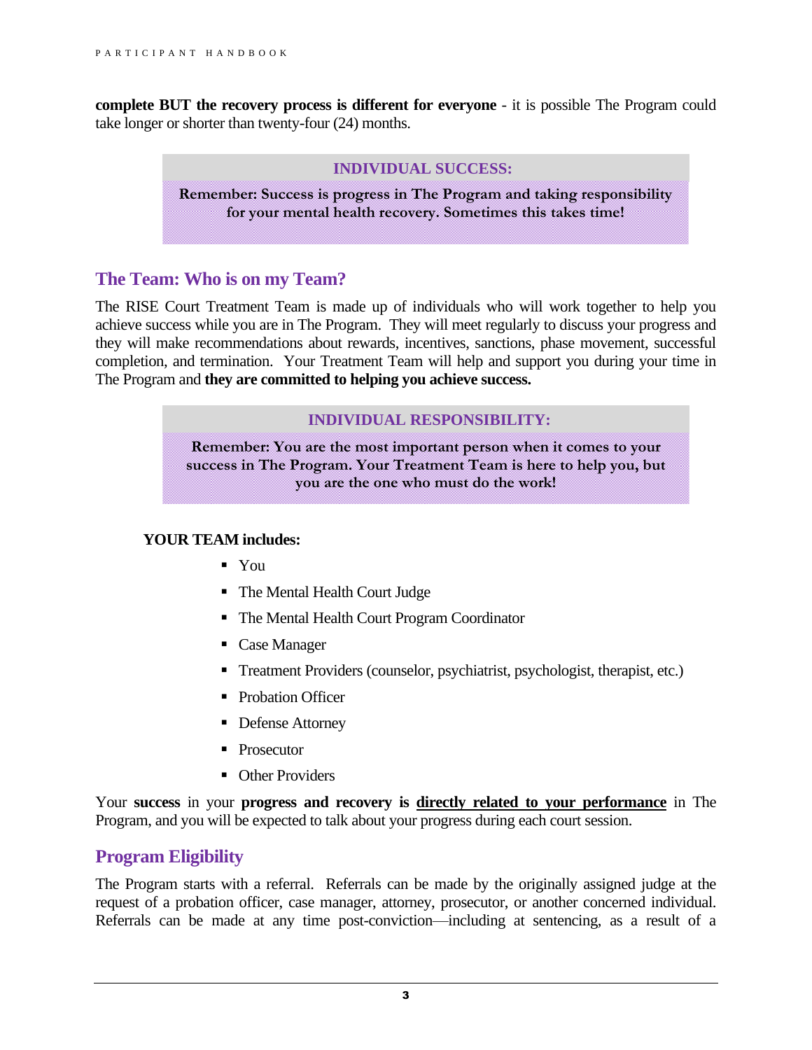**complete BUT the recovery process is different for everyone** - it is possible The Program could take longer or shorter than twenty-four (24) months.

> **INDIVIDUAL SUCCESS:**
>
> **Remember: Success is progress in The Program and taking responsibility for your mental health recovery. Sometimes this takes time!**

## The Team: Who is on my Team?

The RISE Court Treatment Team is made up of individuals who will work together to help you achieve success while you are in The Program. They will meet regularly to discuss your progress and they will make recommendations about rewards, incentives, sanctions, phase movement, successful completion, and termination. Your Treatment Team will help and support you during your time in The Program and **they are committed to helping you achieve success.**

> **INDIVIDUAL RESPONSIBILITY:**
>
> **Remember: You are the most important person when it comes to your success in The Program. Your Treatment Team is here to help you, but you are the one who must do the work!**

**YOUR TEAM includes:**

- You
- The Mental Health Court Judge
- The Mental Health Court Program Coordinator
- Case Manager
- Treatment Providers (counselor, psychiatrist, psychologist, therapist, etc.)
- Probation Officer
- Defense Attorney
- Prosecutor
- Other Providers

Your **success** in your **progress and recovery is <u>directly related to your performance</u>** in The Program, and you will be expected to talk about your progress during each court session.

## Program Eligibility

The Program starts with a referral. Referrals can be made by the originally assigned judge at the request of a probation officer, case manager, attorney, prosecutor, or another concerned individual. Referrals can be made at any time post-conviction—including at sentencing, as a result of a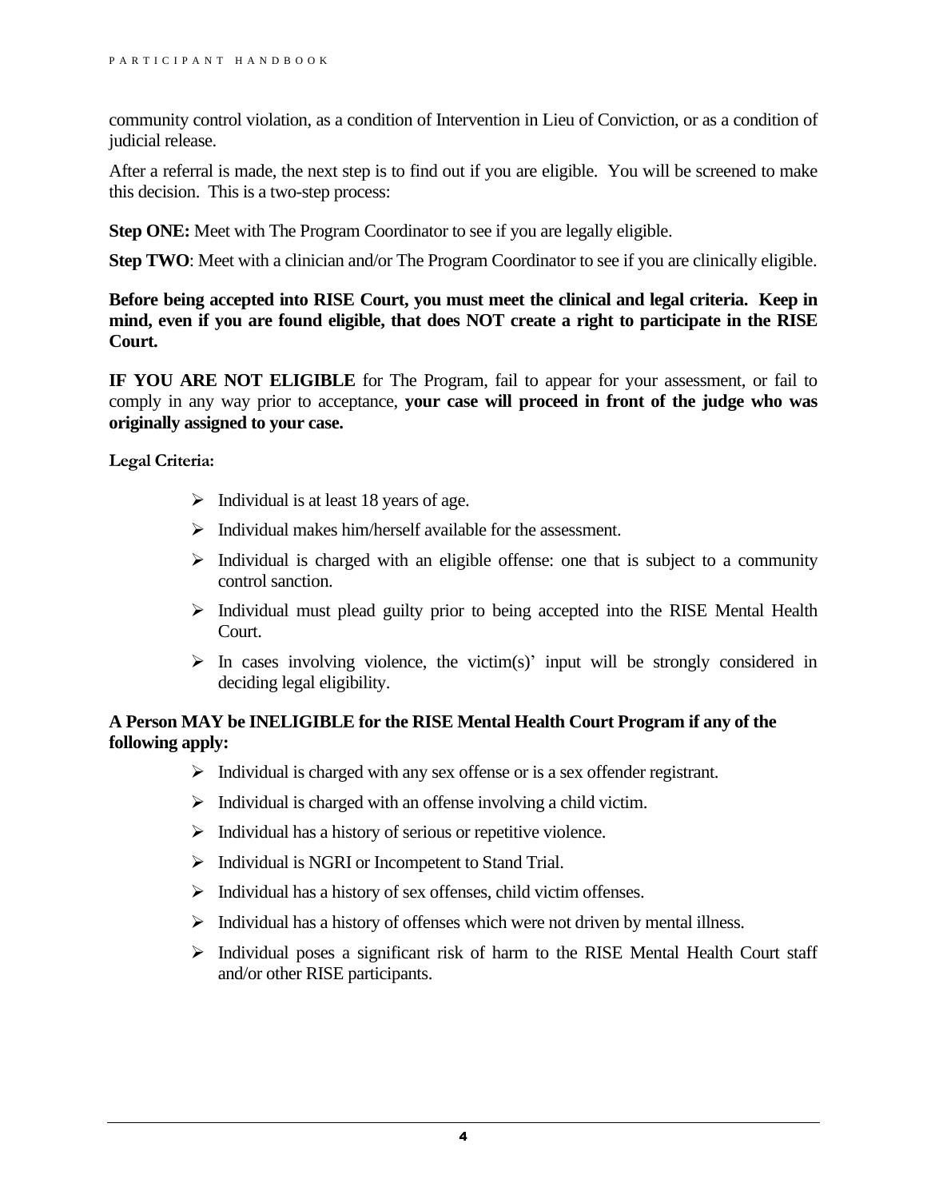community control violation, as a condition of Intervention in Lieu of Conviction, or as a condition of judicial release.

After a referral is made, the next step is to find out if you are eligible. You will be screened to make this decision. This is a two-step process:

**Step ONE:** Meet with The Program Coordinator to see if you are legally eligible.

**Step TWO**: Meet with a clinician and/or The Program Coordinator to see if you are clinically eligible.

**Before being accepted into RISE Court, you must meet the clinical and legal criteria. Keep in mind, even if you are found eligible, that does NOT create a right to participate in the RISE Court.**

**IF YOU ARE NOT ELIGIBLE** for The Program, fail to appear for your assessment, or fail to comply in any way prior to acceptance, **your case will proceed in front of the judge who was originally assigned to your case.**

**Legal Criteria:**

- Individual is at least 18 years of age.
- Individual makes him/herself available for the assessment.
- Individual is charged with an eligible offense: one that is subject to a community control sanction.
- Individual must plead guilty prior to being accepted into the RISE Mental Health Court.
- In cases involving violence, the victim(s)' input will be strongly considered in deciding legal eligibility.

**A Person MAY be INELIGIBLE for the RISE Mental Health Court Program if any of the following apply:**

- Individual is charged with any sex offense or is a sex offender registrant.
- Individual is charged with an offense involving a child victim.
- Individual has a history of serious or repetitive violence.
- Individual is NGRI or Incompetent to Stand Trial.
- Individual has a history of sex offenses, child victim offenses.
- Individual has a history of offenses which were not driven by mental illness.
- Individual poses a significant risk of harm to the RISE Mental Health Court staff and/or other RISE participants.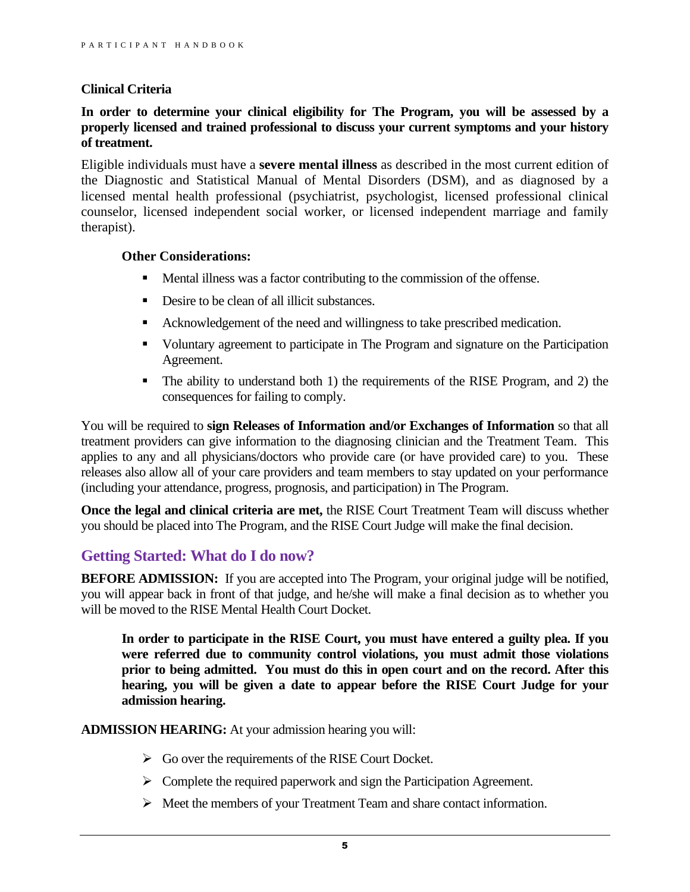**Clinical Criteria**

**In order to determine your clinical eligibility for The Program, you will be assessed by a properly licensed and trained professional to discuss your current symptoms and your history of treatment.**

Eligible individuals must have a **severe mental illness** as described in the most current edition of the Diagnostic and Statistical Manual of Mental Disorders (DSM), and as diagnosed by a licensed mental health professional (psychiatrist, psychologist, licensed professional clinical counselor, licensed independent social worker, or licensed independent marriage and family therapist).

**Other Considerations:**

- Mental illness was a factor contributing to the commission of the offense.
- Desire to be clean of all illicit substances.
- Acknowledgement of the need and willingness to take prescribed medication.
- Voluntary agreement to participate in The Program and signature on the Participation Agreement.
- The ability to understand both 1) the requirements of the RISE Program, and 2) the consequences for failing to comply.

You will be required to **sign Releases of Information and/or Exchanges of Information** so that all treatment providers can give information to the diagnosing clinician and the Treatment Team. This applies to any and all physicians/doctors who provide care (or have provided care) to you. These releases also allow all of your care providers and team members to stay updated on your performance (including your attendance, progress, prognosis, and participation) in The Program.

**Once the legal and clinical criteria are met,** the RISE Court Treatment Team will discuss whether you should be placed into The Program, and the RISE Court Judge will make the final decision.

## Getting Started: What do I do now?

**BEFORE ADMISSION:** If you are accepted into The Program, your original judge will be notified, you will appear back in front of that judge, and he/she will make a final decision as to whether you will be moved to the RISE Mental Health Court Docket.

**In order to participate in the RISE Court, you must have entered a guilty plea. If you were referred due to community control violations, you must admit those violations prior to being admitted. You must do this in open court and on the record. After this hearing, you will be given a date to appear before the RISE Court Judge for your admission hearing.**

**ADMISSION HEARING:** At your admission hearing you will:

- Go over the requirements of the RISE Court Docket.
- Complete the required paperwork and sign the Participation Agreement.
- Meet the members of your Treatment Team and share contact information.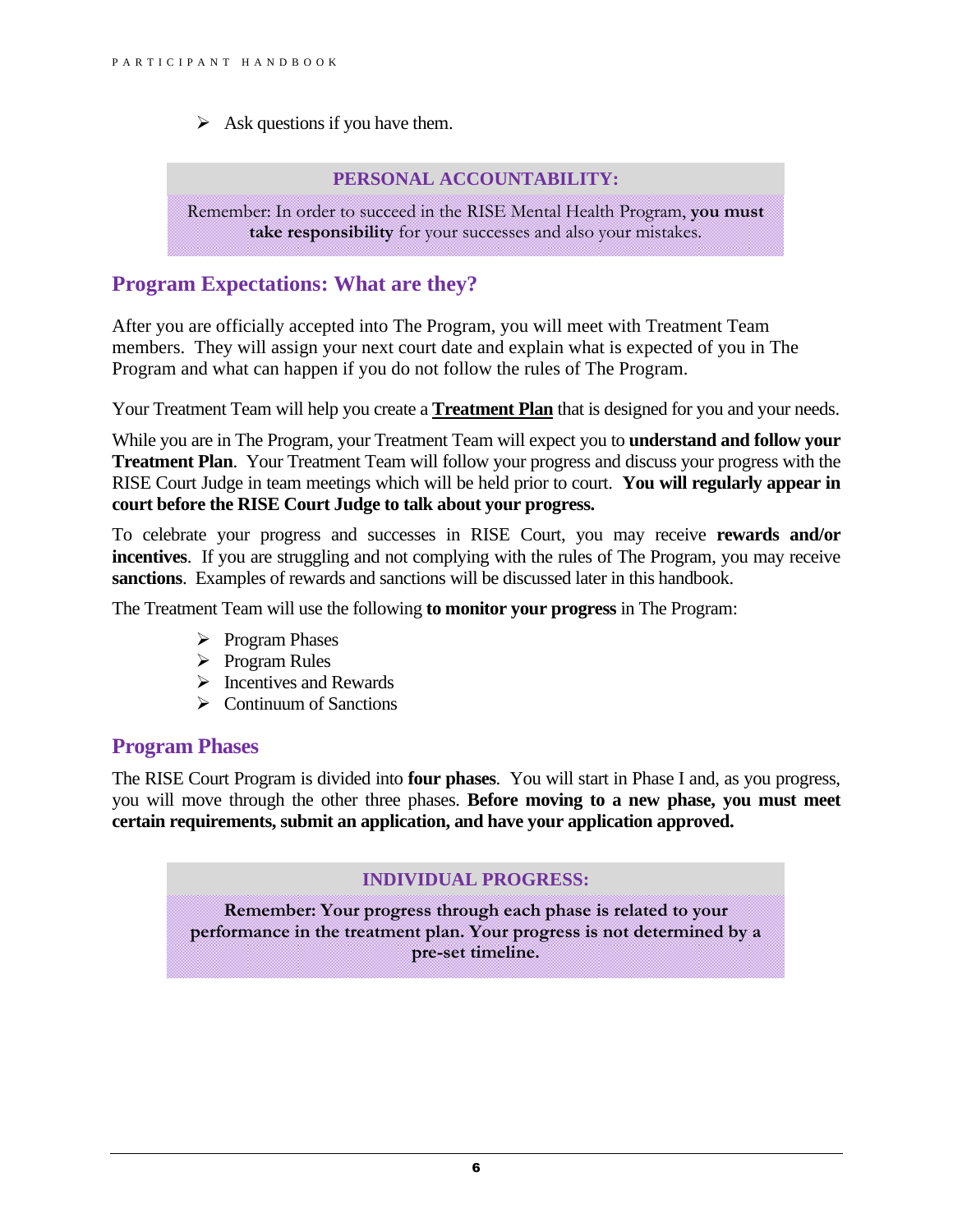- Ask questions if you have them.

**PERSONAL ACCOUNTABILITY:**

Remember: In order to succeed in the RISE Mental Health Program, **you must take responsibility** for your successes and also your mistakes.

## Program Expectations: What are they?

After you are officially accepted into The Program, you will meet with Treatment Team members. They will assign your next court date and explain what is expected of you in The Program and what can happen if you do not follow the rules of The Program.

Your Treatment Team will help you create a **Treatment Plan** that is designed for you and your needs.

While you are in The Program, your Treatment Team will expect you to **understand and follow your Treatment Plan**. Your Treatment Team will follow your progress and discuss your progress with the RISE Court Judge in team meetings which will be held prior to court. **You will regularly appear in court before the RISE Court Judge to talk about your progress.**

To celebrate your progress and successes in RISE Court, you may receive **rewards and/or incentives**. If you are struggling and not complying with the rules of The Program, you may receive **sanctions**. Examples of rewards and sanctions will be discussed later in this handbook.

The Treatment Team will use the following **to monitor your progress** in The Program:

- Program Phases
- Program Rules
- Incentives and Rewards
- Continuum of Sanctions

## Program Phases

The RISE Court Program is divided into **four phases**. You will start in Phase I and, as you progress, you will move through the other three phases. **Before moving to a new phase, you must meet certain requirements, submit an application, and have your application approved.**

**INDIVIDUAL PROGRESS:**

**Remember: Your progress through each phase is related to your performance in the treatment plan. Your progress is not determined by a pre-set timeline.**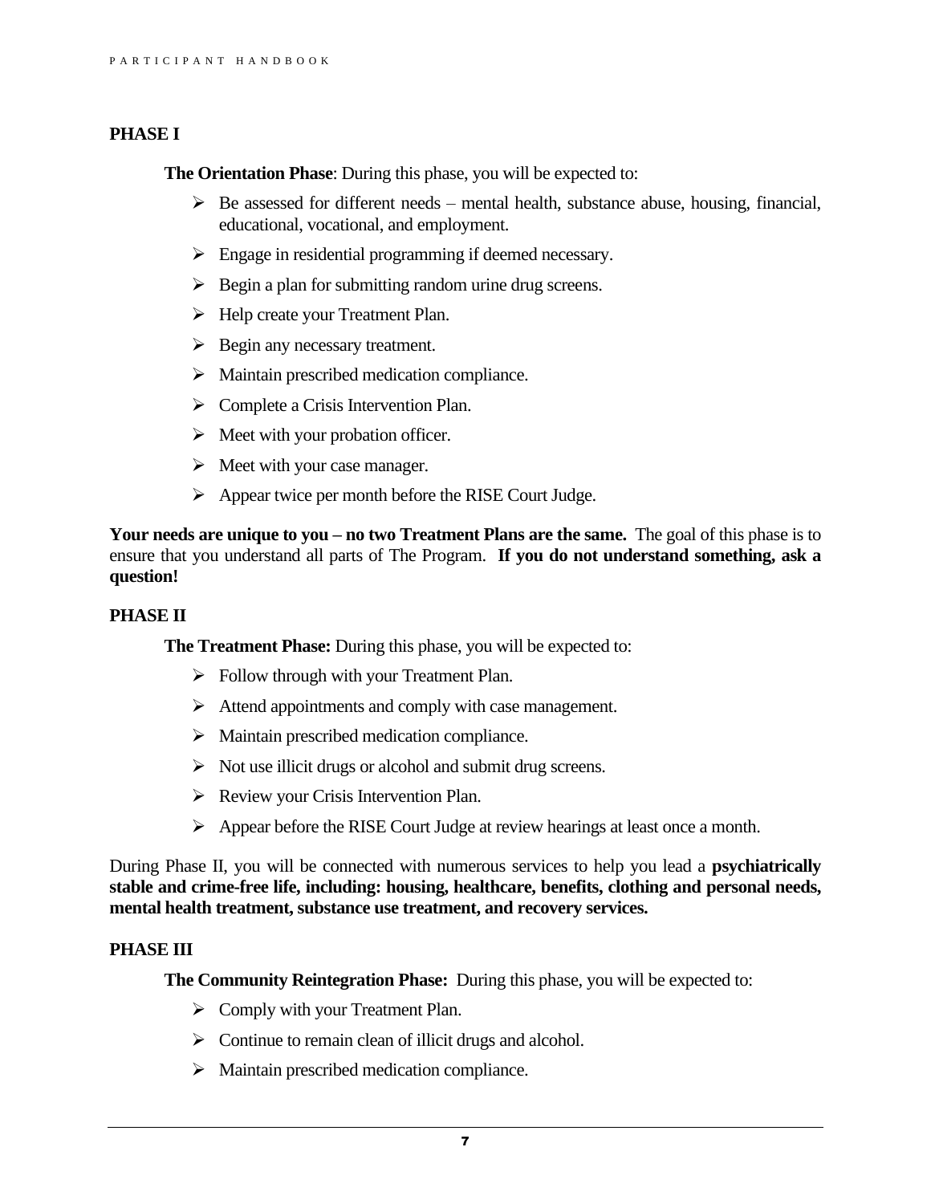## PHASE I

**The Orientation Phase**: During this phase, you will be expected to:

- Be assessed for different needs – mental health, substance abuse, housing, financial, educational, vocational, and employment.
- Engage in residential programming if deemed necessary.
- Begin a plan for submitting random urine drug screens.
- Help create your Treatment Plan.
- Begin any necessary treatment.
- Maintain prescribed medication compliance.
- Complete a Crisis Intervention Plan.
- Meet with your probation officer.
- Meet with your case manager.
- Appear twice per month before the RISE Court Judge.

**Your needs are unique to you – no two Treatment Plans are the same.** The goal of this phase is to ensure that you understand all parts of The Program. **If you do not understand something, ask a question!**

## PHASE II

**The Treatment Phase:** During this phase, you will be expected to:

- Follow through with your Treatment Plan.
- Attend appointments and comply with case management.
- Maintain prescribed medication compliance.
- Not use illicit drugs or alcohol and submit drug screens.
- Review your Crisis Intervention Plan.
- Appear before the RISE Court Judge at review hearings at least once a month.

During Phase II, you will be connected with numerous services to help you lead a **psychiatrically stable and crime-free life, including: housing, healthcare, benefits, clothing and personal needs, mental health treatment, substance use treatment, and recovery services.**

## PHASE III

**The Community Reintegration Phase:** During this phase, you will be expected to:

- Comply with your Treatment Plan.
- Continue to remain clean of illicit drugs and alcohol.
- Maintain prescribed medication compliance.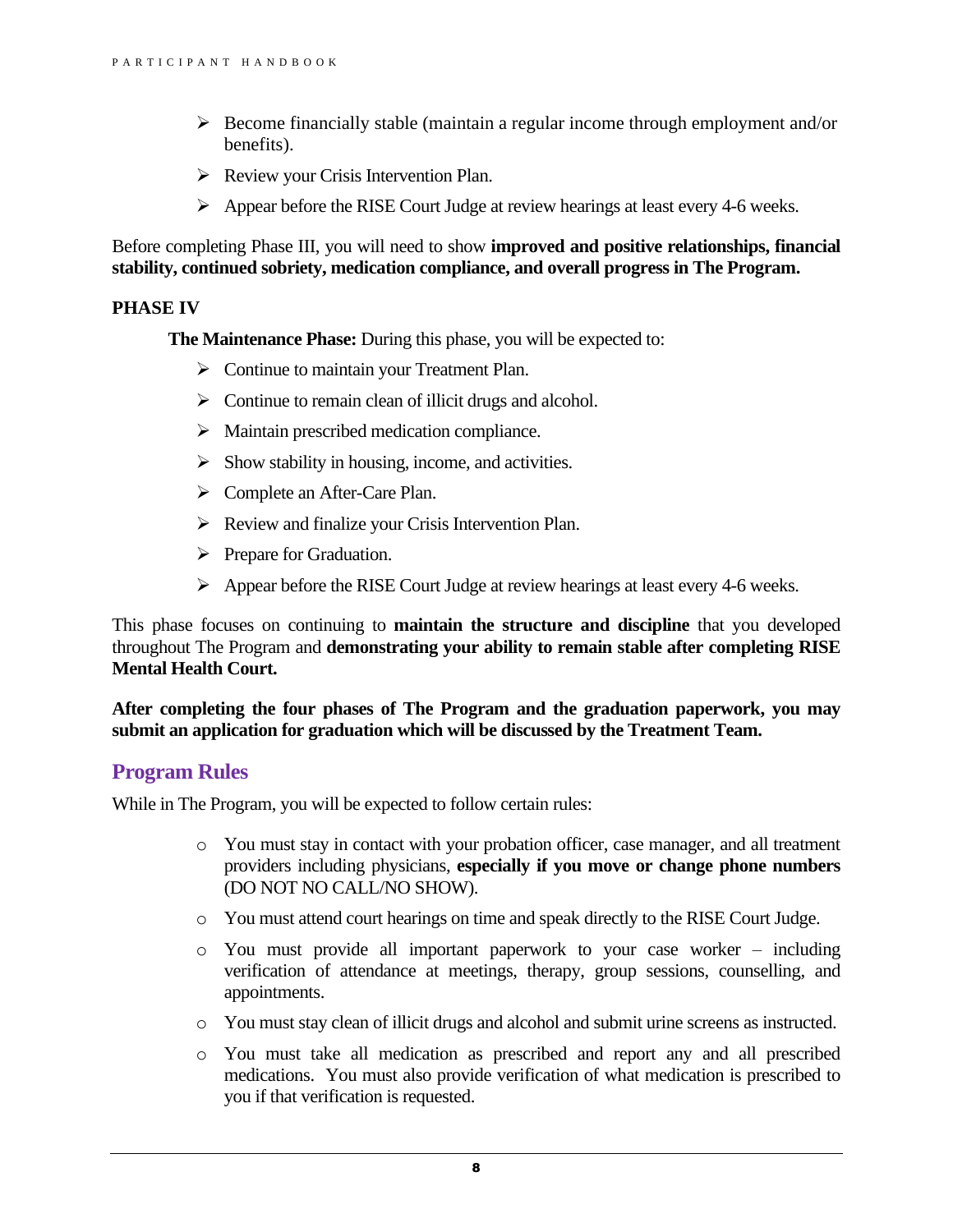- Become financially stable (maintain a regular income through employment and/or benefits).
- Review your Crisis Intervention Plan.
- Appear before the RISE Court Judge at review hearings at least every 4-6 weeks.

Before completing Phase III, you will need to show **improved and positive relationships, financial stability, continued sobriety, medication compliance, and overall progress in The Program.**

### PHASE IV

**The Maintenance Phase:** During this phase, you will be expected to:

- Continue to maintain your Treatment Plan.
- Continue to remain clean of illicit drugs and alcohol.
- Maintain prescribed medication compliance.
- Show stability in housing, income, and activities.
- Complete an After-Care Plan.
- Review and finalize your Crisis Intervention Plan.
- Prepare for Graduation.
- Appear before the RISE Court Judge at review hearings at least every 4-6 weeks.

This phase focuses on continuing to **maintain the structure and discipline** that you developed throughout The Program and **demonstrating your ability to remain stable after completing RISE Mental Health Court.**

**After completing the four phases of The Program and the graduation paperwork, you may submit an application for graduation which will be discussed by the Treatment Team.**

## Program Rules

While in The Program, you will be expected to follow certain rules:

- You must stay in contact with your probation officer, case manager, and all treatment providers including physicians, **especially if you move or change phone numbers** (DO NOT NO CALL/NO SHOW).
- You must attend court hearings on time and speak directly to the RISE Court Judge.
- You must provide all important paperwork to your case worker – including verification of attendance at meetings, therapy, group sessions, counselling, and appointments.
- You must stay clean of illicit drugs and alcohol and submit urine screens as instructed.
- You must take all medication as prescribed and report any and all prescribed medications. You must also provide verification of what medication is prescribed to you if that verification is requested.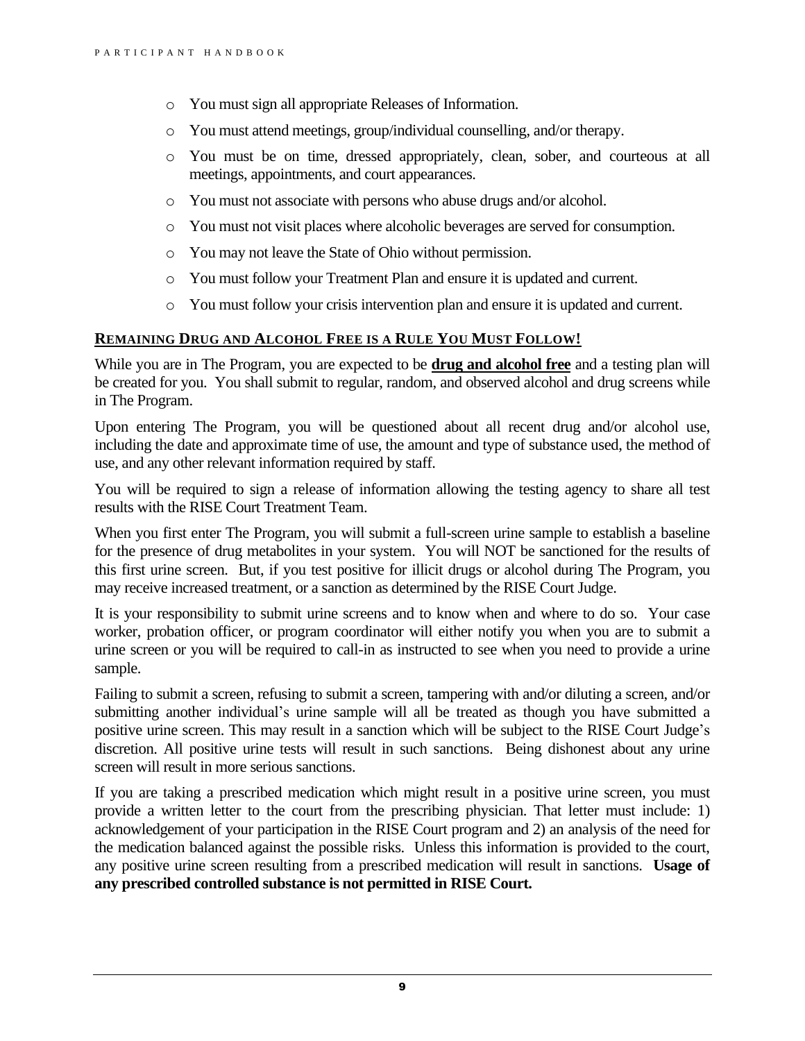- You must sign all appropriate Releases of Information.
- You must attend meetings, group/individual counselling, and/or therapy.
- You must be on time, dressed appropriately, clean, sober, and courteous at all meetings, appointments, and court appearances.
- You must not associate with persons who abuse drugs and/or alcohol.
- You must not visit places where alcoholic beverages are served for consumption.
- You may not leave the State of Ohio without permission.
- You must follow your Treatment Plan and ensure it is updated and current.
- You must follow your crisis intervention plan and ensure it is updated and current.

## REMAINING DRUG AND ALCOHOL FREE IS A RULE YOU MUST FOLLOW!

While you are in The Program, you are expected to be **drug and alcohol free** and a testing plan will be created for you. You shall submit to regular, random, and observed alcohol and drug screens while in The Program.

Upon entering The Program, you will be questioned about all recent drug and/or alcohol use, including the date and approximate time of use, the amount and type of substance used, the method of use, and any other relevant information required by staff.

You will be required to sign a release of information allowing the testing agency to share all test results with the RISE Court Treatment Team.

When you first enter The Program, you will submit a full-screen urine sample to establish a baseline for the presence of drug metabolites in your system. You will NOT be sanctioned for the results of this first urine screen. But, if you test positive for illicit drugs or alcohol during The Program, you may receive increased treatment, or a sanction as determined by the RISE Court Judge.

It is your responsibility to submit urine screens and to know when and where to do so. Your case worker, probation officer, or program coordinator will either notify you when you are to submit a urine screen or you will be required to call-in as instructed to see when you need to provide a urine sample.

Failing to submit a screen, refusing to submit a screen, tampering with and/or diluting a screen, and/or submitting another individual's urine sample will all be treated as though you have submitted a positive urine screen. This may result in a sanction which will be subject to the RISE Court Judge's discretion. All positive urine tests will result in such sanctions. Being dishonest about any urine screen will result in more serious sanctions.

If you are taking a prescribed medication which might result in a positive urine screen, you must provide a written letter to the court from the prescribing physician. That letter must include: 1) acknowledgement of your participation in the RISE Court program and 2) an analysis of the need for the medication balanced against the possible risks. Unless this information is provided to the court, any positive urine screen resulting from a prescribed medication will result in sanctions. **Usage of any prescribed controlled substance is not permitted in RISE Court.**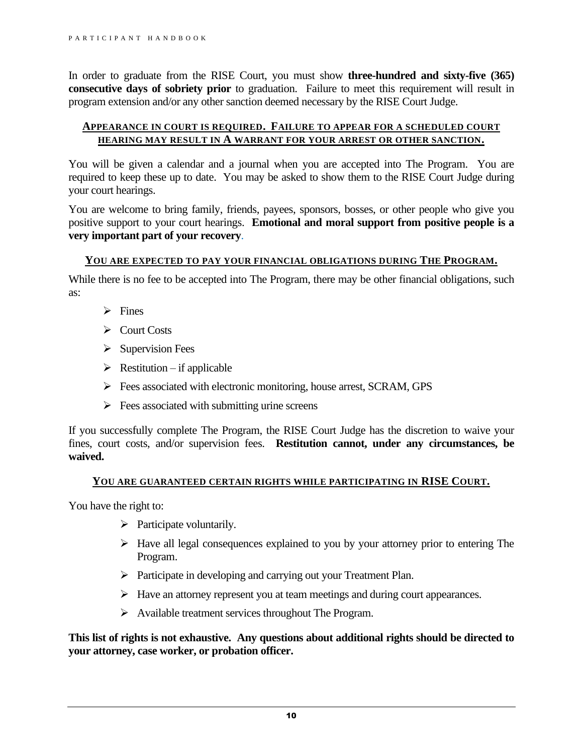In order to graduate from the RISE Court, you must show **three-hundred and sixty-five (365) consecutive days of sobriety prior** to graduation. Failure to meet this requirement will result in program extension and/or any other sanction deemed necessary by the RISE Court Judge.

### APPEARANCE IN COURT IS REQUIRED. FAILURE TO APPEAR FOR A SCHEDULED COURT HEARING MAY RESULT IN A WARRANT FOR YOUR ARREST OR OTHER SANCTION.

You will be given a calendar and a journal when you are accepted into The Program. You are required to keep these up to date. You may be asked to show them to the RISE Court Judge during your court hearings.

You are welcome to bring family, friends, payees, sponsors, bosses, or other people who give you positive support to your court hearings. **Emotional and moral support from positive people is a very important part of your recovery**.

### YOU ARE EXPECTED TO PAY YOUR FINANCIAL OBLIGATIONS DURING THE PROGRAM.

While there is no fee to be accepted into The Program, there may be other financial obligations, such as:

- Fines
- Court Costs
- Supervision Fees
- Restitution – if applicable
- Fees associated with electronic monitoring, house arrest, SCRAM, GPS
- Fees associated with submitting urine screens

If you successfully complete The Program, the RISE Court Judge has the discretion to waive your fines, court costs, and/or supervision fees. **Restitution cannot, under any circumstances, be waived.**

### YOU ARE GUARANTEED CERTAIN RIGHTS WHILE PARTICIPATING IN RISE COURT.

You have the right to:

- Participate voluntarily.
- Have all legal consequences explained to you by your attorney prior to entering The Program.
- Participate in developing and carrying out your Treatment Plan.
- Have an attorney represent you at team meetings and during court appearances.
- Available treatment services throughout The Program.

**This list of rights is not exhaustive. Any questions about additional rights should be directed to your attorney, case worker, or probation officer.**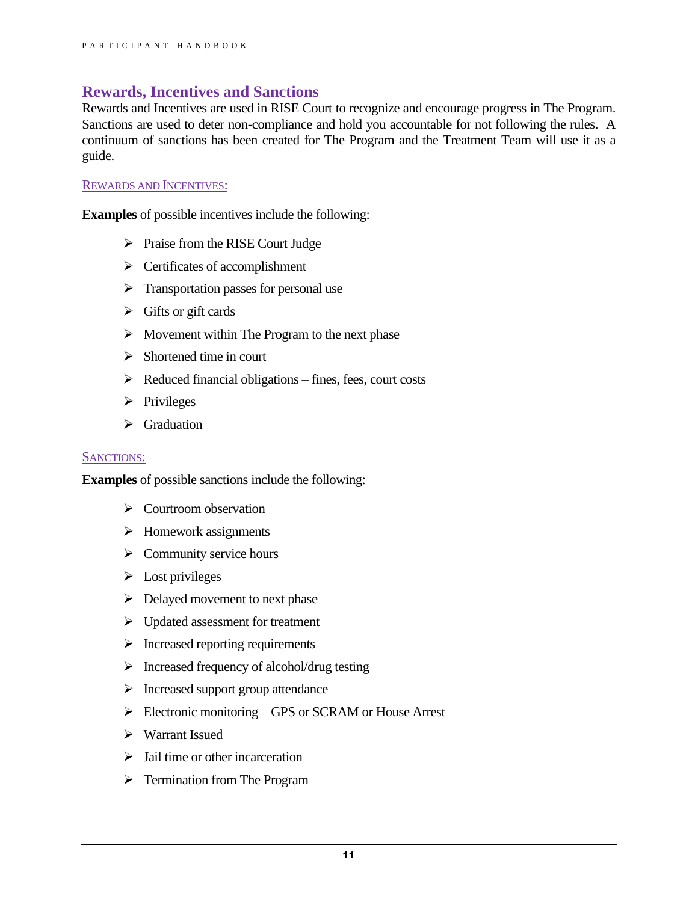## Rewards, Incentives and Sanctions

Rewards and Incentives are used in RISE Court to recognize and encourage progress in The Program. Sanctions are used to deter non-compliance and hold you accountable for not following the rules. A continuum of sanctions has been created for The Program and the Treatment Team will use it as a guide.

### REWARDS AND INCENTIVES:

**Examples** of possible incentives include the following:

- Praise from the RISE Court Judge
- Certificates of accomplishment
- Transportation passes for personal use
- Gifts or gift cards
- Movement within The Program to the next phase
- Shortened time in court
- Reduced financial obligations – fines, fees, court costs
- Privileges
- Graduation

### SANCTIONS:

**Examples** of possible sanctions include the following:

- Courtroom observation
- Homework assignments
- Community service hours
- Lost privileges
- Delayed movement to next phase
- Updated assessment for treatment
- Increased reporting requirements
- Increased frequency of alcohol/drug testing
- Increased support group attendance
- Electronic monitoring – GPS or SCRAM or House Arrest
- Warrant Issued
- Jail time or other incarceration
- Termination from The Program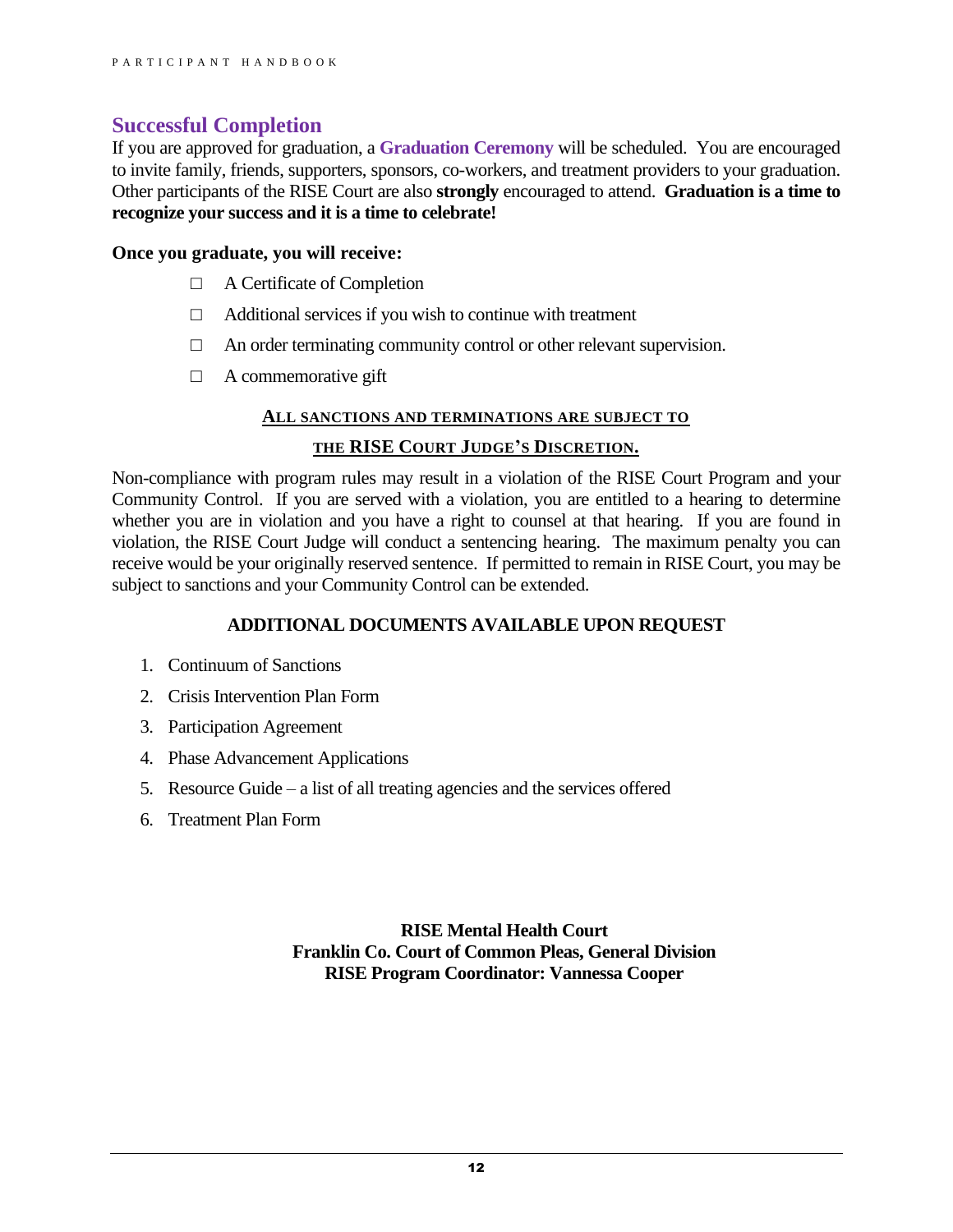## Successful Completion

If you are approved for graduation, a **Graduation Ceremony** will be scheduled. You are encouraged to invite family, friends, supporters, sponsors, co-workers, and treatment providers to your graduation. Other participants of the RISE Court are also **strongly** encouraged to attend. **Graduation is a time to recognize your success and it is a time to celebrate!**

**Once you graduate, you will receive:**

- ☐ A Certificate of Completion
- ☐ Additional services if you wish to continue with treatment
- ☐ An order terminating community control or other relevant supervision.
- ☐ A commemorative gift

**ALL SANCTIONS AND TERMINATIONS ARE SUBJECT TO THE RISE COURT JUDGE'S DISCRETION.**

Non-compliance with program rules may result in a violation of the RISE Court Program and your Community Control. If you are served with a violation, you are entitled to a hearing to determine whether you are in violation and you have a right to counsel at that hearing. If you are found in violation, the RISE Court Judge will conduct a sentencing hearing. The maximum penalty you can receive would be your originally reserved sentence. If permitted to remain in RISE Court, you may be subject to sanctions and your Community Control can be extended.

**ADDITIONAL DOCUMENTS AVAILABLE UPON REQUEST**

1. Continuum of Sanctions
2. Crisis Intervention Plan Form
3. Participation Agreement
4. Phase Advancement Applications
5. Resource Guide – a list of all treating agencies and the services offered
6. Treatment Plan Form

**RISE Mental Health Court**
**Franklin Co. Court of Common Pleas, General Division**
**RISE Program Coordinator: Vannessa Cooper**